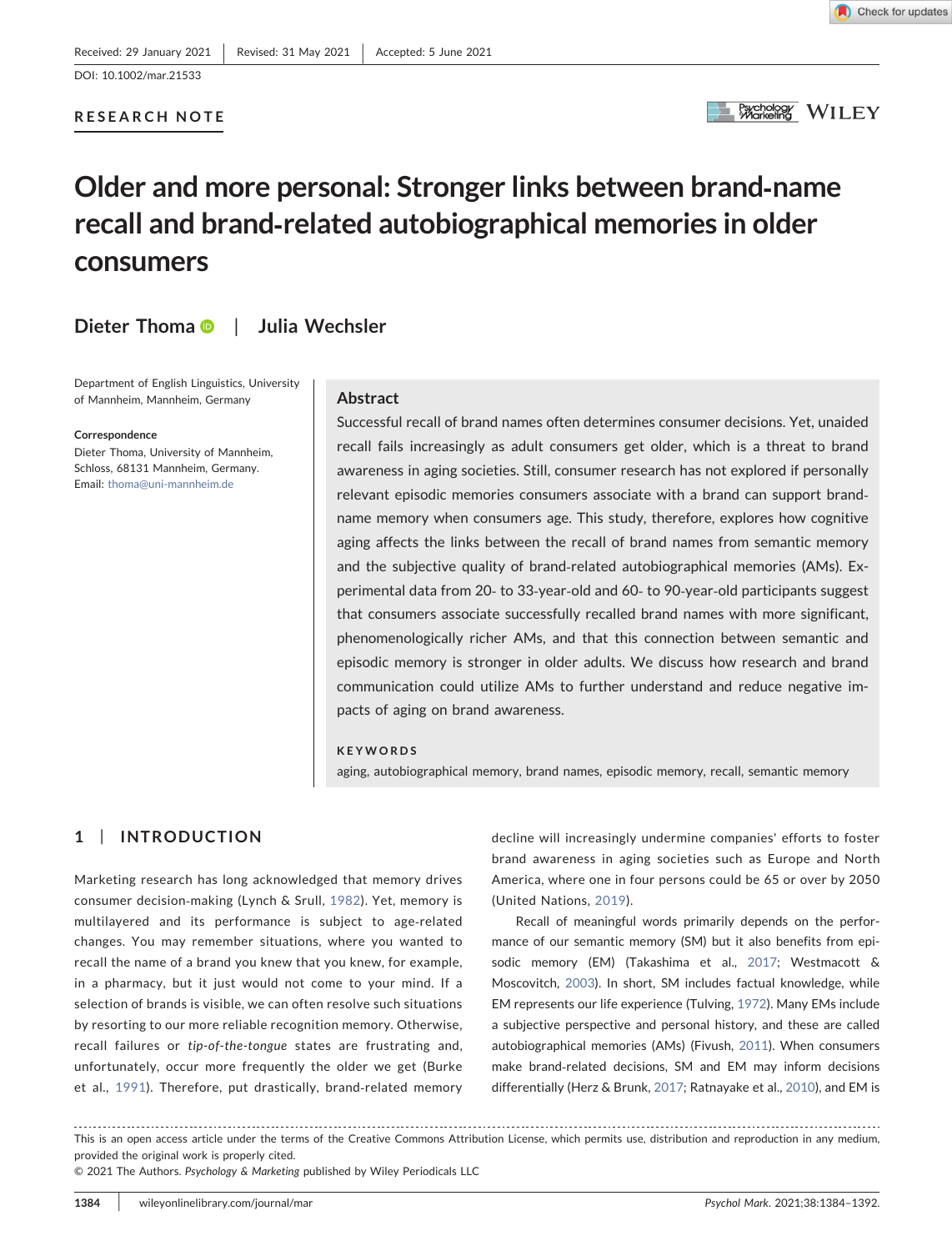Received: 29 January 2021 | Revised: 31 May 2021 | Accepted: 5 June 2021

DOI: 10.1002/mar.21533

RESEARCH NOTE

# Older and more personal: Stronger links between brand-name recall and brand-related autobiographical memories in older consumers

**Dieter Thoma | Julia Wechsler**

Department of English Linguistics, University of Mannheim, Mannheim, Germany

**Correspondence**
Dieter Thoma, University of Mannheim, Schloss, 68131 Mannheim, Germany.
Email: thoma@uni-mannheim.de

## Abstract

Successful recall of brand names often determines consumer decisions. Yet, unaided recall fails increasingly as adult consumers get older, which is a threat to brand awareness in aging societies. Still, consumer research has not explored if personally relevant episodic memories consumers associate with a brand can support brand-name memory when consumers age. This study, therefore, explores how cognitive aging affects the links between the recall of brand names from semantic memory and the subjective quality of brand-related autobiographical memories (AMs). Experimental data from 20- to 33-year-old and 60- to 90-year-old participants suggest that consumers associate successfully recalled brand names with more significant, phenomenologically richer AMs, and that this connection between semantic and episodic memory is stronger in older adults. We discuss how research and brand communication could utilize AMs to further understand and reduce negative impacts of aging on brand awareness.

**KEYWORDS**

aging, autobiographical memory, brand names, episodic memory, recall, semantic memory

## 1 | INTRODUCTION

Marketing research has long acknowledged that memory drives consumer decision-making (Lynch & Srull, 1982). Yet, memory is multilayered and its performance is subject to age-related changes. You may remember situations, where you wanted to recall the name of a brand you knew that you knew, for example, in a pharmacy, but it just would not come to your mind. If a selection of brands is visible, we can often resolve such situations by resorting to our more reliable recognition memory. Otherwise, recall failures or *tip-of-the-tongue* states are frustrating and, unfortunately, occur more frequently the older we get (Burke et al., 1991). Therefore, put drastically, brand-related memory decline will increasingly undermine companies' efforts to foster brand awareness in aging societies such as Europe and North America, where one in four persons could be 65 or over by 2050 (United Nations, 2019).

Recall of meaningful words primarily depends on the performance of our semantic memory (SM) but it also benefits from episodic memory (EM) (Takashima et al., 2017; Westmacott & Moscovitch, 2003). In short, SM includes factual knowledge, while EM represents our life experience (Tulving, 1972). Many EMs include a subjective perspective and personal history, and these are called autobiographical memories (AMs) (Fivush, 2011). When consumers make brand-related decisions, SM and EM may inform decisions differentially (Herz & Brunk, 2017; Ratnayake et al., 2010), and EM is

This is an open access article under the terms of the Creative Commons Attribution License, which permits use, distribution and reproduction in any medium, provided the original work is properly cited.
© 2021 The Authors. *Psychology & Marketing* published by Wiley Periodicals LLC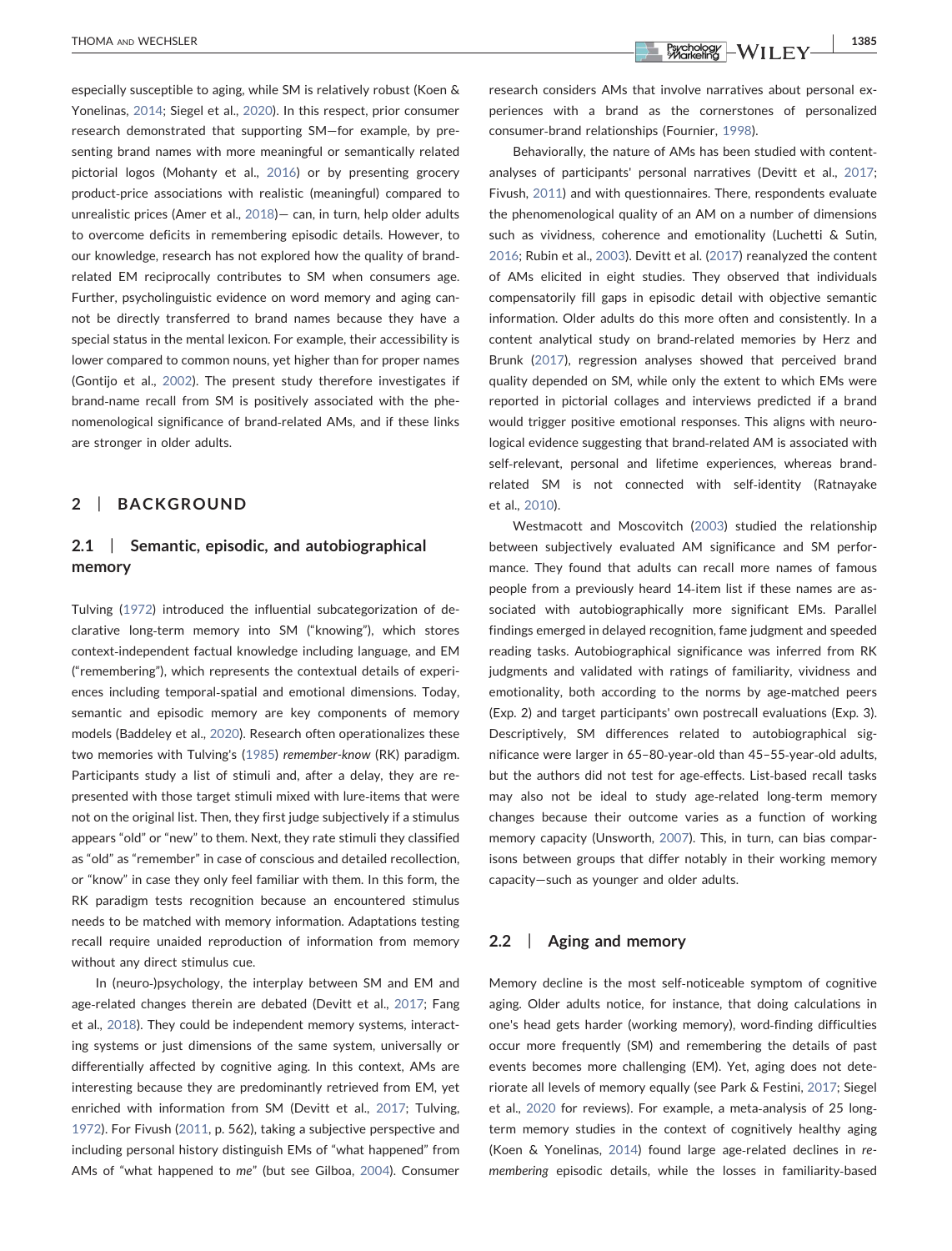especially susceptible to aging, while SM is relatively robust (Koen & Yonelinas, 2014; Siegel et al., 2020). In this respect, prior consumer research demonstrated that supporting SM—for example, by presenting brand names with more meaningful or semantically related pictorial logos (Mohanty et al., 2016) or by presenting grocery product-price associations with realistic (meaningful) compared to unrealistic prices (Amer et al., 2018)— can, in turn, help older adults to overcome deficits in remembering episodic details. However, to our knowledge, research has not explored how the quality of brand-related EM reciprocally contributes to SM when consumers age. Further, psycholinguistic evidence on word memory and aging cannot be directly transferred to brand names because they have a special status in the mental lexicon. For example, their accessibility is lower compared to common nouns, yet higher than for proper names (Gontijo et al., 2002). The present study therefore investigates if brand-name recall from SM is positively associated with the phenomenological significance of brand-related AMs, and if these links are stronger in older adults.

## 2 | BACKGROUND

### 2.1 | Semantic, episodic, and autobiographical memory

Tulving (1972) introduced the influential subcategorization of declarative long-term memory into SM ("knowing"), which stores context-independent factual knowledge including language, and EM ("remembering"), which represents the contextual details of experiences including temporal-spatial and emotional dimensions. Today, semantic and episodic memory are key components of memory models (Baddeley et al., 2020). Research often operationalizes these two memories with Tulving's (1985) *remember-know* (RK) paradigm. Participants study a list of stimuli and, after a delay, they are re-presented with those target stimuli mixed with lure-items that were not on the original list. Then, they first judge subjectively if a stimulus appears "old" or "new" to them. Next, they rate stimuli they classified as "old" as "remember" in case of conscious and detailed recollection, or "know" in case they only feel familiar with them. In this form, the RK paradigm tests recognition because an encountered stimulus needs to be matched with memory information. Adaptations testing recall require unaided reproduction of information from memory without any direct stimulus cue.

In (neuro-)psychology, the interplay between SM and EM and age-related changes therein are debated (Devitt et al., 2017; Fang et al., 2018). They could be independent memory systems, interacting systems or just dimensions of the same system, universally or differentially affected by cognitive aging. In this context, AMs are interesting because they are predominantly retrieved from EM, yet enriched with information from SM (Devitt et al., 2017; Tulving, 1972). For Fivush (2011, p. 562), taking a subjective perspective and including personal history distinguish EMs of "what happened" from AMs of "what happened to *me*" (but see Gilboa, 2004). Consumer research considers AMs that involve narratives about personal experiences with a brand as the cornerstones of personalized consumer-brand relationships (Fournier, 1998).

Behaviorally, the nature of AMs has been studied with content-analyses of participants' personal narratives (Devitt et al., 2017; Fivush, 2011) and with questionnaires. There, respondents evaluate the phenomenological quality of an AM on a number of dimensions such as vividness, coherence and emotionality (Luchetti & Sutin, 2016; Rubin et al., 2003). Devitt et al. (2017) reanalyzed the content of AMs elicited in eight studies. They observed that individuals compensatorily fill gaps in episodic detail with objective semantic information. Older adults do this more often and consistently. In a content analytical study on brand-related memories by Herz and Brunk (2017), regression analyses showed that perceived brand quality depended on SM, while only the extent to which EMs were reported in pictorial collages and interviews predicted if a brand would trigger positive emotional responses. This aligns with neurological evidence suggesting that brand-related AM is associated with self-relevant, personal and lifetime experiences, whereas brand-related SM is not connected with self-identity (Ratnayake et al., 2010).

Westmacott and Moscovitch (2003) studied the relationship between subjectively evaluated AM significance and SM performance. They found that adults can recall more names of famous people from a previously heard 14-item list if these names are associated with autobiographically more significant EMs. Parallel findings emerged in delayed recognition, fame judgment and speeded reading tasks. Autobiographical significance was inferred from RK judgments and validated with ratings of familiarity, vividness and emotionality, both according to the norms by age-matched peers (Exp. 2) and target participants' own postrecall evaluations (Exp. 3). Descriptively, SM differences related to autobiographical significance were larger in 65–80-year-old than 45–55-year-old adults, but the authors did not test for age-effects. List-based recall tasks may also not be ideal to study age-related long-term memory changes because their outcome varies as a function of working memory capacity (Unsworth, 2007). This, in turn, can bias comparisons between groups that differ notably in their working memory capacity—such as younger and older adults.

### 2.2 | Aging and memory

Memory decline is the most self-noticeable symptom of cognitive aging. Older adults notice, for instance, that doing calculations in one's head gets harder (working memory), word-finding difficulties occur more frequently (SM) and remembering the details of past events becomes more challenging (EM). Yet, aging does not deteriorate all levels of memory equally (see Park & Festini, 2017; Siegel et al., 2020 for reviews). For example, a meta-analysis of 25 long-term memory studies in the context of cognitively healthy aging (Koen & Yonelinas, 2014) found large age-related declines in *remembering* episodic details, while the losses in familiarity-based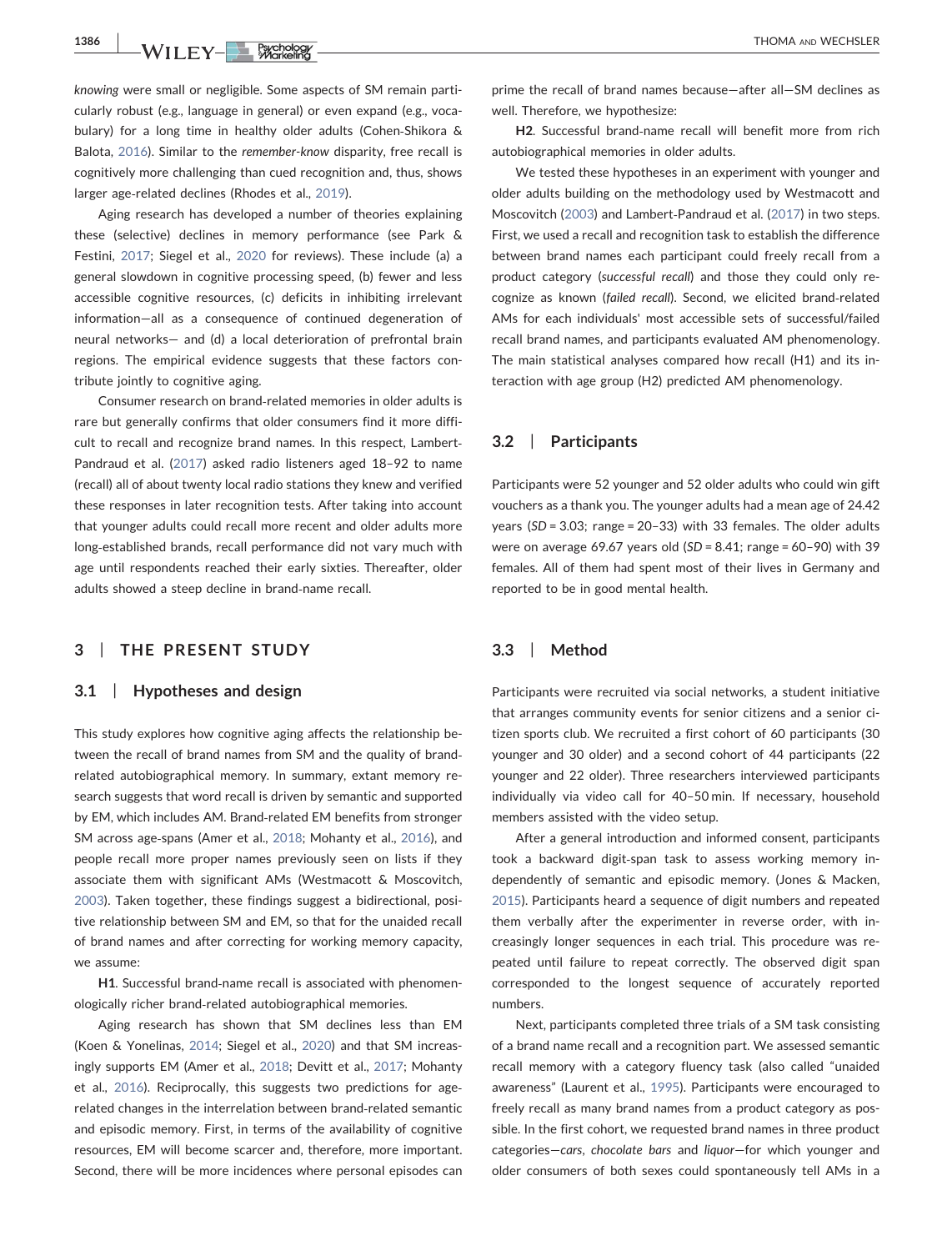*knowing* were small or negligible. Some aspects of SM remain particularly robust (e.g., language in general) or even expand (e.g., vocabulary) for a long time in healthy older adults (Cohen-Shikora & Balota, 2016). Similar to the *remember-know* disparity, free recall is cognitively more challenging than cued recognition and, thus, shows larger age-related declines (Rhodes et al., 2019).

Aging research has developed a number of theories explaining these (selective) declines in memory performance (see Park & Festini, 2017; Siegel et al., 2020 for reviews). These include (a) a general slowdown in cognitive processing speed, (b) fewer and less accessible cognitive resources, (c) deficits in inhibiting irrelevant information—all as a consequence of continued degeneration of neural networks— and (d) a local deterioration of prefrontal brain regions. The empirical evidence suggests that these factors contribute jointly to cognitive aging.

Consumer research on brand-related memories in older adults is rare but generally confirms that older consumers find it more difficult to recall and recognize brand names. In this respect, Lambert-Pandraud et al. (2017) asked radio listeners aged 18–92 to name (recall) all of about twenty local radio stations they knew and verified these responses in later recognition tests. After taking into account that younger adults could recall more recent and older adults more long-established brands, recall performance did not vary much with age until respondents reached their early sixties. Thereafter, older adults showed a steep decline in brand-name recall.

## 3 | THE PRESENT STUDY

### 3.1 | Hypotheses and design

This study explores how cognitive aging affects the relationship between the recall of brand names from SM and the quality of brand-related autobiographical memory. In summary, extant memory research suggests that word recall is driven by semantic and supported by EM, which includes AM. Brand-related EM benefits from stronger SM across age-spans (Amer et al., 2018; Mohanty et al., 2016), and people recall more proper names previously seen on lists if they associate them with significant AMs (Westmacott & Moscovitch, 2003). Taken together, these findings suggest a bidirectional, positive relationship between SM and EM, so that for the unaided recall of brand names and after correcting for working memory capacity, we assume:

**H1**. Successful brand-name recall is associated with phenomenologically richer brand-related autobiographical memories.

Aging research has shown that SM declines less than EM (Koen & Yonelinas, 2014; Siegel et al., 2020) and that SM increasingly supports EM (Amer et al., 2018; Devitt et al., 2017; Mohanty et al., 2016). Reciprocally, this suggests two predictions for age-related changes in the interrelation between brand-related semantic and episodic memory. First, in terms of the availability of cognitive resources, EM will become scarcer and, therefore, more important. Second, there will be more incidences where personal episodes can prime the recall of brand names because—after all—SM declines as well. Therefore, we hypothesize:

**H2**. Successful brand-name recall will benefit more from rich autobiographical memories in older adults.

We tested these hypotheses in an experiment with younger and older adults building on the methodology used by Westmacott and Moscovitch (2003) and Lambert-Pandraud et al. (2017) in two steps. First, we used a recall and recognition task to establish the difference between brand names each participant could freely recall from a product category (*successful recall*) and those they could only recognize as known (*failed recall*). Second, we elicited brand-related AMs for each individuals' most accessible sets of successful/failed recall brand names, and participants evaluated AM phenomenology. The main statistical analyses compared how recall (H1) and its interaction with age group (H2) predicted AM phenomenology.

### 3.2 | Participants

Participants were 52 younger and 52 older adults who could win gift vouchers as a thank you. The younger adults had a mean age of 24.42 years (*SD* = 3.03; range = 20–33) with 33 females. The older adults were on average 69.67 years old (*SD* = 8.41; range = 60–90) with 39 females. All of them had spent most of their lives in Germany and reported to be in good mental health.

### 3.3 | Method

Participants were recruited via social networks, a student initiative that arranges community events for senior citizens and a senior citizen sports club. We recruited a first cohort of 60 participants (30 younger and 30 older) and a second cohort of 44 participants (22 younger and 22 older). Three researchers interviewed participants individually via video call for 40–50 min. If necessary, household members assisted with the video setup.

After a general introduction and informed consent, participants took a backward digit-span task to assess working memory independently of semantic and episodic memory. (Jones & Macken, 2015). Participants heard a sequence of digit numbers and repeated them verbally after the experimenter in reverse order, with increasingly longer sequences in each trial. This procedure was repeated until failure to repeat correctly. The observed digit span corresponded to the longest sequence of accurately reported numbers.

Next, participants completed three trials of a SM task consisting of a brand name recall and a recognition part. We assessed semantic recall memory with a category fluency task (also called "unaided awareness" (Laurent et al., 1995). Participants were encouraged to freely recall as many brand names from a product category as possible. In the first cohort, we requested brand names in three product categories—*cars*, *chocolate bars* and *liquor*—for which younger and older consumers of both sexes could spontaneously tell AMs in a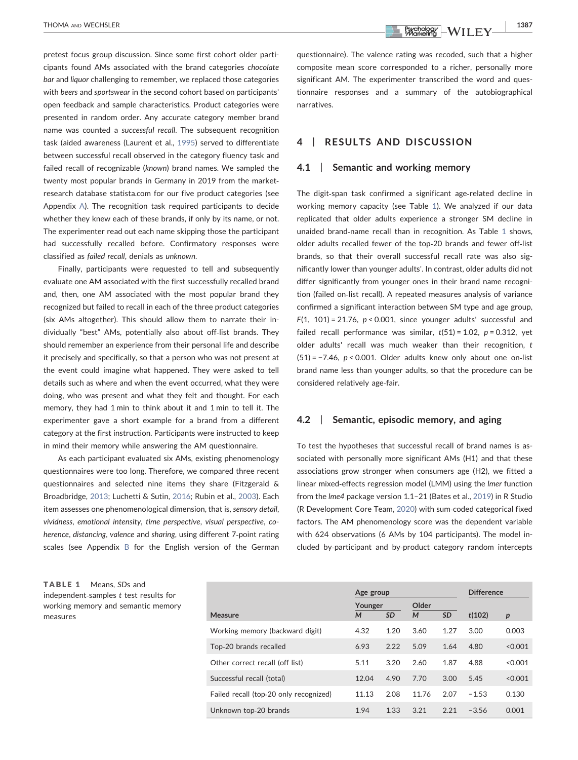pretest focus group discussion. Since some first cohort older participants found AMs associated with the brand categories *chocolate bar* and *liquor* challenging to remember, we replaced those categories with *beers* and *sportswear* in the second cohort based on participants' open feedback and sample characteristics. Product categories were presented in random order. Any accurate category member brand name was counted a *successful recall*. The subsequent recognition task (aided awareness (Laurent et al., 1995) served to differentiate between successful recall observed in the category fluency task and failed recall of recognizable (*known*) brand names. We sampled the twenty most popular brands in Germany in 2019 from the market-research database statista.com for our five product categories (see Appendix A). The recognition task required participants to decide whether they knew each of these brands, if only by its name, or not. The experimenter read out each name skipping those the participant had successfully recalled before. Confirmatory responses were classified as *failed recall*, denials as *unknown*.

Finally, participants were requested to tell and subsequently evaluate one AM associated with the first successfully recalled brand and, then, one AM associated with the most popular brand they recognized but failed to recall in each of the three product categories (six AMs altogether). This should allow them to narrate their individually "best" AMs, potentially also about off-list brands. They should remember an experience from their personal life and describe it precisely and specifically, so that a person who was not present at the event could imagine what happened. They were asked to tell details such as where and when the event occurred, what they were doing, who was present and what they felt and thought. For each memory, they had 1 min to think about it and 1 min to tell it. The experimenter gave a short example for a brand from a different category at the first instruction. Participants were instructed to keep in mind their memory while answering the AM questionnaire.

As each participant evaluated six AMs, existing phenomenology questionnaires were too long. Therefore, we compared three recent questionnaires and selected nine items they share (Fitzgerald & Broadbridge, 2013; Luchetti & Sutin, 2016; Rubin et al., 2003). Each item assesses one phenomenological dimension, that is, *sensory detail*, *vividness*, *emotional intensity*, *time perspective*, *visual perspective*, *coherence*, *distancing*, *valence* and *sharing*, using different 7-point rating scales (see Appendix B for the English version of the German questionnaire). The valence rating was recoded, such that a higher composite mean score corresponded to a richer, personally more significant AM. The experimenter transcribed the word and questionnaire responses and a summary of the autobiographical narratives.

## 4 | RESULTS AND DISCUSSION

### 4.1 | Semantic and working memory

The digit-span task confirmed a significant age-related decline in working memory capacity (see Table 1). We analyzed if our data replicated that older adults experience a stronger SM decline in unaided brand-name recall than in recognition. As Table 1 shows, older adults recalled fewer of the top-20 brands and fewer off-list brands, so that their overall successful recall rate was also significantly lower than younger adults'. In contrast, older adults did not differ significantly from younger ones in their brand name recognition (failed on-list recall). A repeated measures analysis of variance confirmed a significant interaction between SM type and age group, $F(1, 101) = 21.76$, $p < 0.001$, since younger adults' successful and failed recall performance was similar, $t(51) = 1.02$, $p = 0.312$, yet older adults' recall was much weaker than their recognition, $t(51) = -7.46$, $p < 0.001$. Older adults knew only about one on-list brand name less than younger adults, so that the procedure can be considered relatively age-fair.

### 4.2 | Semantic, episodic memory, and aging

To test the hypotheses that successful recall of brand names is associated with personally more significant AMs (H1) and that these associations grow stronger when consumers age (H2), we fitted a linear mixed-effects regression model (LMM) using the *lmer* function from the *lme4* package version 1.1–21 (Bates et al., 2019) in R Studio (R Development Core Team, 2020) with sum-coded categorical fixed factors. The AM phenomenology score was the dependent variable with 624 observations (6 AMs by 104 participants). The model included by-participant and by-product category random intercepts

**TABLE 1** Means, *SD*s and independent-samples *t* test results for working memory and semantic memory measures

| | Age group | | | | Difference | |
|---|---|---|---|---|---|---|
| | Younger | | Older | | | |
| Measure | *M* | *SD* | *M* | *SD* | $t(102)$ | *p* |
| Working memory (backward digit) | 4.32 | 1.20 | 3.60 | 1.27 | 3.00 | 0.003 |
| Top-20 brands recalled | 6.93 | 2.22 | 5.09 | 1.64 | 4.80 | <0.001 |
| Other correct recall (off list) | 5.11 | 3.20 | 2.60 | 1.87 | 4.88 | <0.001 |
| Successful recall (total) | 12.04 | 4.90 | 7.70 | 3.00 | 5.45 | <0.001 |
| Failed recall (top-20 only recognized) | 11.13 | 2.08 | 11.76 | 2.07 | −1.53 | 0.130 |
| Unknown top-20 brands | 1.94 | 1.33 | 3.21 | 2.21 | −3.56 | 0.001 |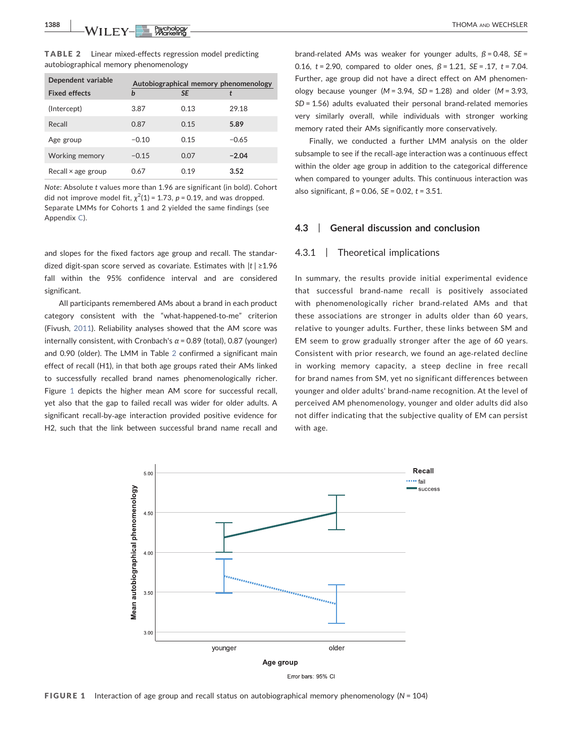**TABLE 2** Linear mixed-effects regression model predicting autobiographical memory phenomenology

| Dependent variable | Autobiographical memory phenomenology | | |
|---|---|---|---|
| Fixed effects | *b* | *SE* | *t* |
| (Intercept) | 3.87 | 0.13 | 29.18 |
| Recall | 0.87 | 0.15 | **5.89** |
| Age group | −0.10 | 0.15 | −0.65 |
| Working memory | −0.15 | 0.07 | **−2.04** |
| Recall × age group | 0.67 | 0.19 | **3.52** |

*Note*: Absolute *t* values more than 1.96 are significant (in bold). Cohort did not improve model fit, $\chi^2(1) = 1.73$, $p = 0.19$, and was dropped. Separate LMMs for Cohorts 1 and 2 yielded the same findings (see Appendix C).

and slopes for the fixed factors age group and recall. The standardized digit-span score served as covariate. Estimates with $|t| \geq 1.96$ fall within the 95% confidence interval and are considered significant.

All participants remembered AMs about a brand in each product category consistent with the "what-happened-to-me" criterion (Fivush, 2011). Reliability analyses showed that the AM score was internally consistent, with Cronbach's $\alpha = 0.89$ (total), 0.87 (younger) and 0.90 (older). The LMM in Table 2 confirmed a significant main effect of recall (H1), in that both age groups rated their AMs linked to successfully recalled brand names phenomenologically richer. Figure 1 depicts the higher mean AM score for successful recall, yet also that the gap to failed recall was wider for older adults. A significant recall-by-age interaction provided positive evidence for H2, such that the link between successful brand name recall and brand-related AMs was weaker for younger adults, $\beta = 0.48$, $SE = 0.16$, $t = 2.90$, compared to older ones, $\beta = 1.21$, $SE = .17$, $t = 7.04$. Further, age group did not have a direct effect on AM phenomenology because younger ($M = 3.94$, $SD = 1.28$) and older ($M = 3.93$, $SD = 1.56$) adults evaluated their personal brand-related memories very similarly overall, while individuals with stronger working memory rated their AMs significantly more conservatively.

Finally, we conducted a further LMM analysis on the older subsample to see if the recall-age interaction was a continuous effect within the older age group in addition to the categorical difference when compared to younger adults. This continuous interaction was also significant, $\beta = 0.06$, $SE = 0.02$, $t = 3.51$.

## 4.3 | General discussion and conclusion

### 4.3.1 | Theoretical implications

In summary, the results provide initial experimental evidence that successful brand-name recall is positively associated with phenomenologically richer brand-related AMs and that these associations are stronger in adults older than 60 years, relative to younger adults. Further, these links between SM and EM seem to grow gradually stronger after the age of 60 years. Consistent with prior research, we found an age-related decline in working memory capacity, a steep decline in free recall for brand names from SM, yet no significant differences between younger and older adults' brand-name recognition. At the level of perceived AM phenomenology, younger and older adults did also not differ indicating that the subjective quality of EM can persist with age.

**FIGURE 1** Interaction of age group and recall status on autobiographical memory phenomenology ($N = 104$)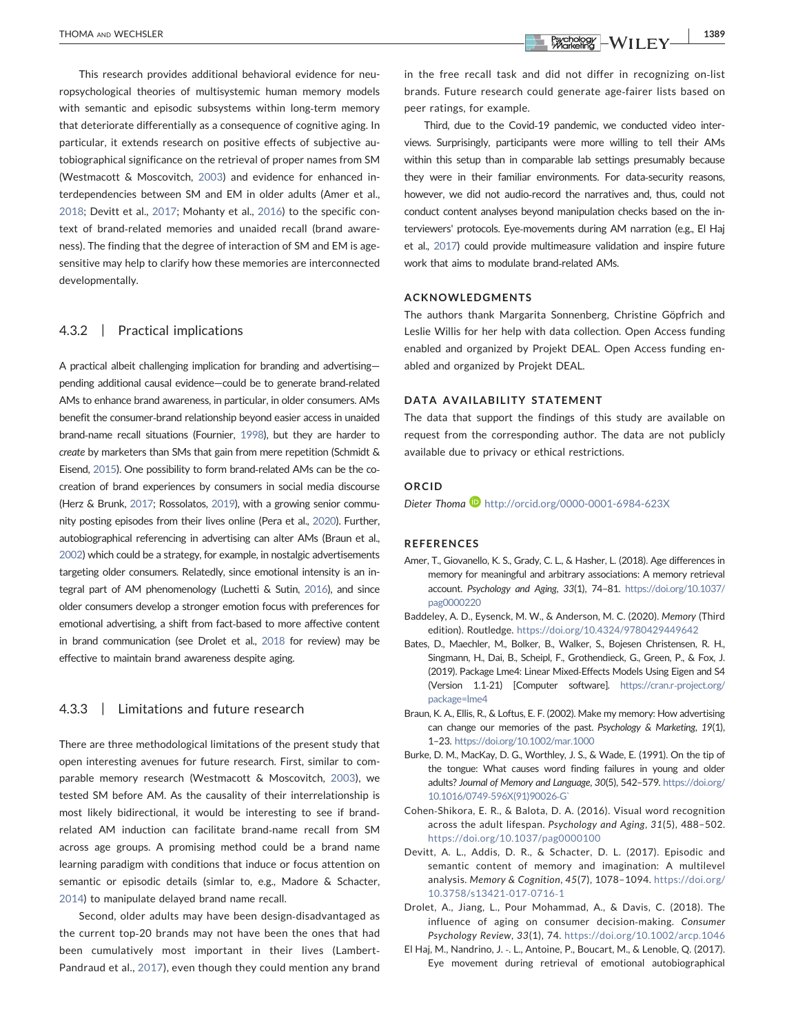This research provides additional behavioral evidence for neuropsychological theories of multisystemic human memory models with semantic and episodic subsystems within long-term memory that deteriorate differentially as a consequence of cognitive aging. In particular, it extends research on positive effects of subjective autobiographical significance on the retrieval of proper names from SM (Westmacott & Moscovitch, 2003) and evidence for enhanced interdependencies between SM and EM in older adults (Amer et al., 2018; Devitt et al., 2017; Mohanty et al., 2016) to the specific context of brand-related memories and unaided recall (brand awareness). The finding that the degree of interaction of SM and EM is age-sensitive may help to clarify how these memories are interconnected developmentally.

### 4.3.2 | Practical implications

A practical albeit challenging implication for branding and advertising—pending additional causal evidence—could be to generate brand-related AMs to enhance brand awareness, in particular, in older consumers. AMs benefit the consumer-brand relationship beyond easier access in unaided brand-name recall situations (Fournier, 1998), but they are harder to *create* by marketers than SMs that gain from mere repetition (Schmidt & Eisend, 2015). One possibility to form brand-related AMs can be the co-creation of brand experiences by consumers in social media discourse (Herz & Brunk, 2017; Rossolatos, 2019), with a growing senior community posting episodes from their lives online (Pera et al., 2020). Further, autobiographical referencing in advertising can alter AMs (Braun et al., 2002) which could be a strategy, for example, in nostalgic advertisements targeting older consumers. Relatedly, since emotional intensity is an integral part of AM phenomenology (Luchetti & Sutin, 2016), and since older consumers develop a stronger emotion focus with preferences for emotional advertising, a shift from fact-based to more affective content in brand communication (see Drolet et al., 2018 for review) may be effective to maintain brand awareness despite aging.

### 4.3.3 | Limitations and future research

There are three methodological limitations of the present study that open interesting avenues for future research. First, similar to comparable memory research (Westmacott & Moscovitch, 2003), we tested SM before AM. As the causality of their interrelationship is most likely bidirectional, it would be interesting to see if brand-related AM induction can facilitate brand-name recall from SM across age groups. A promising method could be a brand name learning paradigm with conditions that induce or focus attention on semantic or episodic details (simlar to, e.g., Madore & Schacter, 2014) to manipulate delayed brand name recall.

Second, older adults may have been design-disadvantaged as the current top-20 brands may not have been the ones that had been cumulatively most important in their lives (Lambert-Pandraud et al., 2017), even though they could mention any brand in the free recall task and did not differ in recognizing on-list brands. Future research could generate age-fairer lists based on peer ratings, for example.

Third, due to the Covid-19 pandemic, we conducted video interviews. Surprisingly, participants were more willing to tell their AMs within this setup than in comparable lab settings presumably because they were in their familiar environments. For data-security reasons, however, we did not audio-record the narratives and, thus, could not conduct content analyses beyond manipulation checks based on the interviewers' protocols. Eye-movements during AM narration (e.g., El Haj et al., 2017) could provide multimeasure validation and inspire future work that aims to modulate brand-related AMs.

## ACKNOWLEDGMENTS

The authors thank Margarita Sonnenberg, Christine Göpfrich and Leslie Willis for her help with data collection. Open Access funding enabled and organized by Projekt DEAL. Open Access funding enabled and organized by Projekt DEAL.

## DATA AVAILABILITY STATEMENT

The data that support the findings of this study are available on request from the corresponding author. The data are not publicly available due to privacy or ethical restrictions.

## ORCID

*Dieter Thoma* http://orcid.org/0000-0001-6984-623X

## REFERENCES

Amer, T., Giovanello, K. S., Grady, C. L., & Hasher, L. (2018). Age differences in memory for meaningful and arbitrary associations: A memory retrieval account. *Psychology and Aging*, *33*(1), 74–81. https://doi.org/10.1037/pag0000220

Baddeley, A. D., Eysenck, M. W., & Anderson, M. C. (2020). *Memory* (Third edition). Routledge. https://doi.org/10.4324/9780429449642

Bates, D., Maechler, M., Bolker, B., Walker, S., Bojesen Christensen, R. H., Singmann, H., Dai, B., Scheipl, F., Grothendieck, G., Green, P., & Fox, J. (2019). Package Lme4: Linear Mixed-Effects Models Using Eigen and S4 (Version 1.1-21) [Computer software]. https://cran.r-project.org/package=lme4

Braun, K. A., Ellis, R., & Loftus, E. F. (2002). Make my memory: How advertising can change our memories of the past. *Psychology & Marketing*, *19*(1), 1–23. https://doi.org/10.1002/mar.1000

Burke, D. M., MacKay, D. G., Worthley, J. S., & Wade, E. (1991). On the tip of the tongue: What causes word finding failures in young and older adults? *Journal of Memory and Language*, *30*(5), 542–579. https://doi.org/10.1016/0749-596X(91)90026-G`

Cohen-Shikora, E. R., & Balota, D. A. (2016). Visual word recognition across the adult lifespan. *Psychology and Aging*, *31*(5), 488–502. https://doi.org/10.1037/pag0000100

Devitt, A. L., Addis, D. R., & Schacter, D. L. (2017). Episodic and semantic content of memory and imagination: A multilevel analysis. *Memory & Cognition*, *45*(7), 1078–1094. https://doi.org/10.3758/s13421-017-0716-1

Drolet, A., Jiang, L., Pour Mohammad, A., & Davis, C. (2018). The influence of aging on consumer decision-making. *Consumer Psychology Review*, *33*(1), 74. https://doi.org/10.1002/arcp.1046

El Haj, M., Nandrino, J. -. L., Antoine, P., Boucart, M., & Lenoble, Q. (2017). Eye movement during retrieval of emotional autobiographical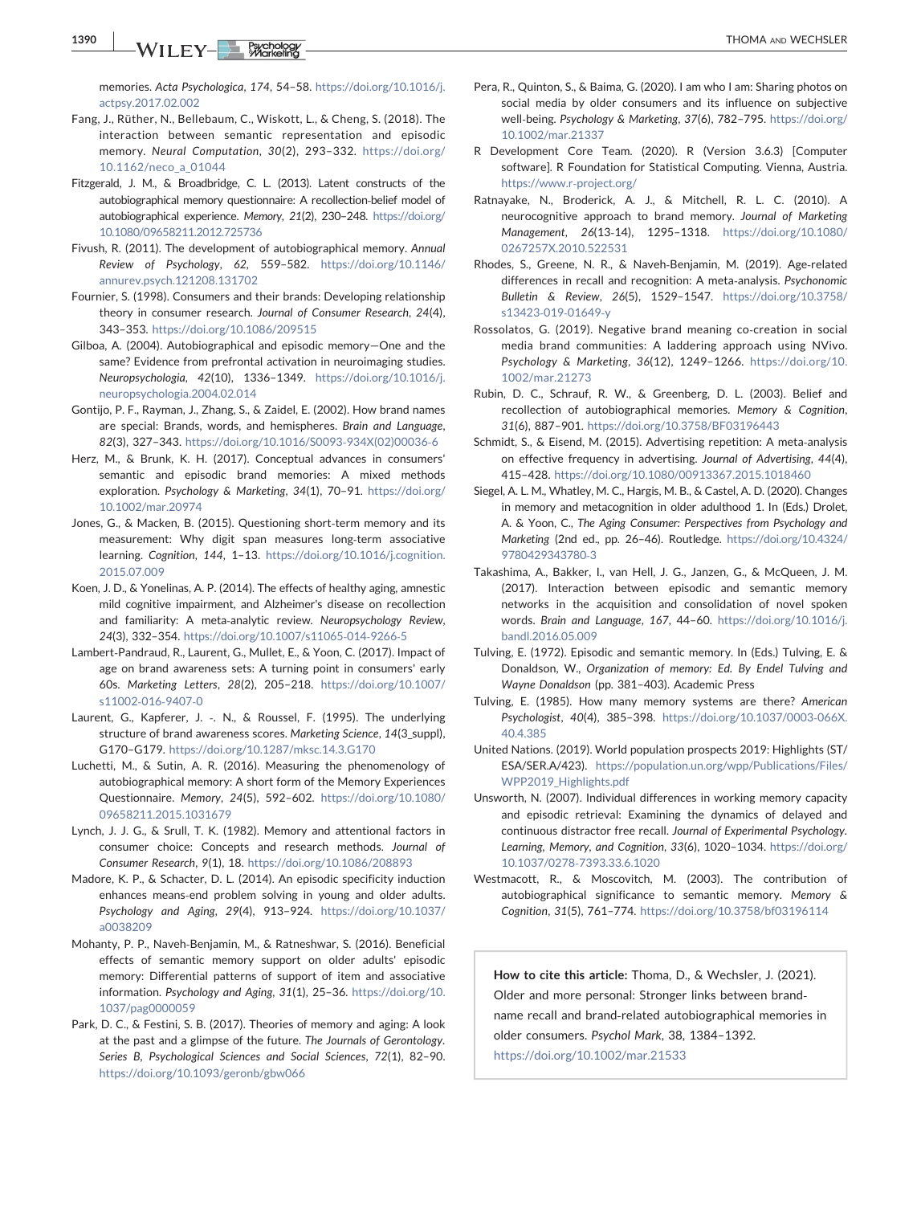memories. *Acta Psychologica*, *174*, 54–58. https://doi.org/10.1016/j.actpsy.2017.02.002

Fang, J., Rüther, N., Bellebaum, C., Wiskott, L., & Cheng, S. (2018). The interaction between semantic representation and episodic memory. *Neural Computation*, *30*(2), 293–332. https://doi.org/10.1162/neco_a_01044

Fitzgerald, J. M., & Broadbridge, C. L. (2013). Latent constructs of the autobiographical memory questionnaire: A recollection-belief model of autobiographical experience. *Memory*, *21*(2), 230–248. https://doi.org/10.1080/09658211.2012.725736

Fivush, R. (2011). The development of autobiographical memory. *Annual Review of Psychology*, *62*, 559–582. https://doi.org/10.1146/annurev.psych.121208.131702

Fournier, S. (1998). Consumers and their brands: Developing relationship theory in consumer research. *Journal of Consumer Research*, *24*(4), 343–353. https://doi.org/10.1086/209515

Gilboa, A. (2004). Autobiographical and episodic memory—One and the same? Evidence from prefrontal activation in neuroimaging studies. *Neuropsychologia*, *42*(10), 1336–1349. https://doi.org/10.1016/j.neuropsychologia.2004.02.014

Gontijo, P. F., Rayman, J., Zhang, S., & Zaidel, E. (2002). How brand names are special: Brands, words, and hemispheres. *Brain and Language*, *82*(3), 327–343. https://doi.org/10.1016/S0093-934X(02)00036-6

Herz, M., & Brunk, K. H. (2017). Conceptual advances in consumers' semantic and episodic brand memories: A mixed methods exploration. *Psychology & Marketing*, *34*(1), 70–91. https://doi.org/10.1002/mar.20974

Jones, G., & Macken, B. (2015). Questioning short-term memory and its measurement: Why digit span measures long-term associative learning. *Cognition*, *144*, 1–13. https://doi.org/10.1016/j.cognition.2015.07.009

Koen, J. D., & Yonelinas, A. P. (2014). The effects of healthy aging, amnestic mild cognitive impairment, and Alzheimer's disease on recollection and familiarity: A meta-analytic review. *Neuropsychology Review*, *24*(3), 332–354. https://doi.org/10.1007/s11065-014-9266-5

Lambert-Pandraud, R., Laurent, G., Mullet, E., & Yoon, C. (2017). Impact of age on brand awareness sets: A turning point in consumers' early 60s. *Marketing Letters*, *28*(2), 205–218. https://doi.org/10.1007/s11002-016-9407-0

Laurent, G., Kapferer, J. -. N., & Roussel, F. (1995). The underlying structure of brand awareness scores. *Marketing Science*, *14*(3_suppl), G170–G179. https://doi.org/10.1287/mksc.14.3.G170

Luchetti, M., & Sutin, A. R. (2016). Measuring the phenomenology of autobiographical memory: A short form of the Memory Experiences Questionnaire. *Memory*, *24*(5), 592–602. https://doi.org/10.1080/09658211.2015.1031679

Lynch, J. J. G., & Srull, T. K. (1982). Memory and attentional factors in consumer choice: Concepts and research methods. *Journal of Consumer Research*, *9*(1), 18. https://doi.org/10.1086/208893

Madore, K. P., & Schacter, D. L. (2014). An episodic specificity induction enhances means-end problem solving in young and older adults. *Psychology and Aging*, *29*(4), 913–924. https://doi.org/10.1037/a0038209

Mohanty, P. P., Naveh-Benjamin, M., & Ratneshwar, S. (2016). Beneficial effects of semantic memory support on older adults' episodic memory: Differential patterns of support of item and associative information. *Psychology and Aging*, *31*(1), 25–36. https://doi.org/10.1037/pag0000059

Park, D. C., & Festini, S. B. (2017). Theories of memory and aging: A look at the past and a glimpse of the future. *The Journals of Gerontology. Series B, Psychological Sciences and Social Sciences*, *72*(1), 82–90. https://doi.org/10.1093/geronb/gbw066

Pera, R., Quinton, S., & Baima, G. (2020). I am who I am: Sharing photos on social media by older consumers and its influence on subjective well-being. *Psychology & Marketing*, *37*(6), 782–795. https://doi.org/10.1002/mar.21337

R Development Core Team. (2020). R (Version 3.6.3) [Computer software]. R Foundation for Statistical Computing. Vienna, Austria. https://www.r-project.org/

Ratnayake, N., Broderick, A. J., & Mitchell, R. L. C. (2010). A neurocognitive approach to brand memory. *Journal of Marketing Management*, *26*(13-14), 1295–1318. https://doi.org/10.1080/0267257X.2010.522531

Rhodes, S., Greene, N. R., & Naveh-Benjamin, M. (2019). Age-related differences in recall and recognition: A meta-analysis. *Psychonomic Bulletin & Review*, *26*(5), 1529–1547. https://doi.org/10.3758/s13423-019-01649-y

Rossolatos, G. (2019). Negative brand meaning co-creation in social media brand communities: A laddering approach using NVivo. *Psychology & Marketing*, *36*(12), 1249–1266. https://doi.org/10.1002/mar.21273

Rubin, D. C., Schrauf, R. W., & Greenberg, D. L. (2003). Belief and recollection of autobiographical memories. *Memory & Cognition*, *31*(6), 887–901. https://doi.org/10.3758/BF03196443

Schmidt, S., & Eisend, M. (2015). Advertising repetition: A meta-analysis on effective frequency in advertising. *Journal of Advertising*, *44*(4), 415–428. https://doi.org/10.1080/00913367.2015.1018460

Siegel, A. L. M., Whatley, M. C., Hargis, M. B., & Castel, A. D. (2020). Changes in memory and metacognition in older adulthood 1. In (Eds.) Drolet, A. & Yoon, C., *The Aging Consumer: Perspectives from Psychology and Marketing* (2nd ed., pp. 26–46). Routledge. https://doi.org/10.4324/9780429343780-3

Takashima, A., Bakker, I., van Hell, J. G., Janzen, G., & McQueen, J. M. (2017). Interaction between episodic and semantic memory networks in the acquisition and consolidation of novel spoken words. *Brain and Language*, *167*, 44–60. https://doi.org/10.1016/j.bandl.2016.05.009

Tulving, E. (1972). Episodic and semantic memory. In (Eds.) Tulving, E. & Donaldson, W., *Organization of memory: Ed. By Endel Tulving and Wayne Donaldson* (pp. 381–403). Academic Press

Tulving, E. (1985). How many memory systems are there? *American Psychologist*, *40*(4), 385–398. https://doi.org/10.1037/0003-066X.40.4.385

United Nations. (2019). World population prospects 2019: Highlights (ST/ESA/SER.A/423). https://population.un.org/wpp/Publications/Files/WPP2019_Highlights.pdf

Unsworth, N. (2007). Individual differences in working memory capacity and episodic retrieval: Examining the dynamics of delayed and continuous distractor free recall. *Journal of Experimental Psychology. Learning, Memory, and Cognition*, *33*(6), 1020–1034. https://doi.org/10.1037/0278-7393.33.6.1020

Westmacott, R., & Moscovitch, M. (2003). The contribution of autobiographical significance to semantic memory. *Memory & Cognition*, *31*(5), 761–774. https://doi.org/10.3758/bf03196114

**How to cite this article:** Thoma, D., & Wechsler, J. (2021). Older and more personal: Stronger links between brand-name recall and brand-related autobiographical memories in older consumers. *Psychol Mark*, 38, 1384–1392. https://doi.org/10.1002/mar.21533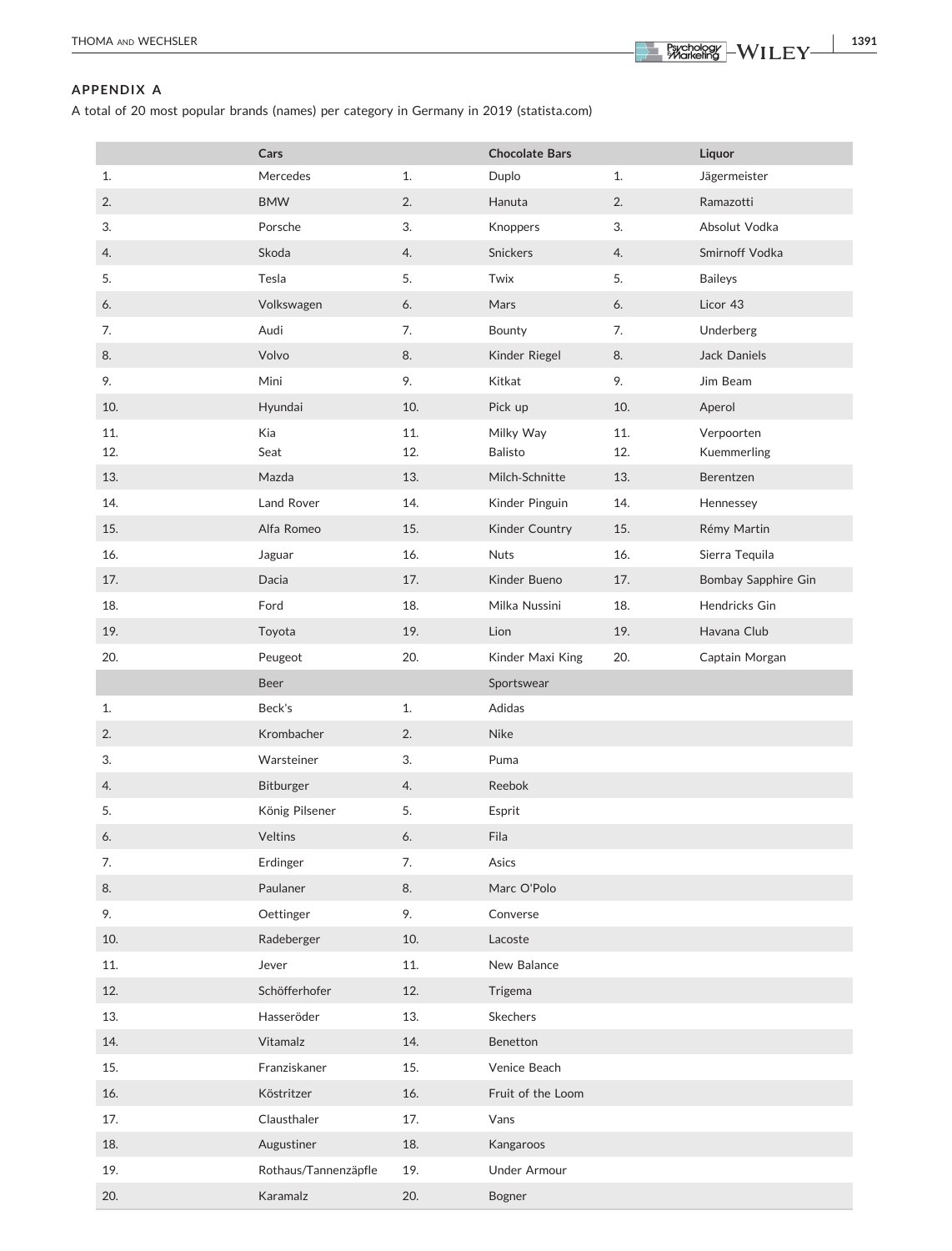## APPENDIX A

A total of 20 most popular brands (names) per category in Germany in 2019 (statista.com)

| | Cars | | Chocolate Bars | | Liquor |
|---|---|---|---|---|---|
| 1. | Mercedes | 1. | Duplo | 1. | Jägermeister |
| 2. | BMW | 2. | Hanuta | 2. | Ramazotti |
| 3. | Porsche | 3. | Knoppers | 3. | Absolut Vodka |
| 4. | Skoda | 4. | Snickers | 4. | Smirnoff Vodka |
| 5. | Tesla | 5. | Twix | 5. | Baileys |
| 6. | Volkswagen | 6. | Mars | 6. | Licor 43 |
| 7. | Audi | 7. | Bounty | 7. | Underberg |
| 8. | Volvo | 8. | Kinder Riegel | 8. | Jack Daniels |
| 9. | Mini | 9. | Kitkat | 9. | Jim Beam |
| 10. | Hyundai | 10. | Pick up | 10. | Aperol |
| 11. | Kia | 11. | Milky Way | 11. | Verpoorten |
| 12. | Seat | 12. | Balisto | 12. | Kuemmerling |
| 13. | Mazda | 13. | Milch-Schnitte | 13. | Berentzen |
| 14. | Land Rover | 14. | Kinder Pinguin | 14. | Hennessey |
| 15. | Alfa Romeo | 15. | Kinder Country | 15. | Rémy Martin |
| 16. | Jaguar | 16. | Nuts | 16. | Sierra Tequila |
| 17. | Dacia | 17. | Kinder Bueno | 17. | Bombay Sapphire Gin |
| 18. | Ford | 18. | Milka Nussini | 18. | Hendricks Gin |
| 19. | Toyota | 19. | Lion | 19. | Havana Club |
| 20. | Peugeot | 20. | Kinder Maxi King | 20. | Captain Morgan |
| | **Beer** | | **Sportswear** | | |
| 1. | Beck's | 1. | Adidas | | |
| 2. | Krombacher | 2. | Nike | | |
| 3. | Warsteiner | 3. | Puma | | |
| 4. | Bitburger | 4. | Reebok | | |
| 5. | König Pilsener | 5. | Esprit | | |
| 6. | Veltins | 6. | Fila | | |
| 7. | Erdinger | 7. | Asics | | |
| 8. | Paulaner | 8. | Marc O'Polo | | |
| 9. | Oettinger | 9. | Converse | | |
| 10. | Radeberger | 10. | Lacoste | | |
| 11. | Jever | 11. | New Balance | | |
| 12. | Schöfferhofer | 12. | Trigema | | |
| 13. | Hasseröder | 13. | Skechers | | |
| 14. | Vitamalz | 14. | Benetton | | |
| 15. | Franziskaner | 15. | Venice Beach | | |
| 16. | Köstritzer | 16. | Fruit of the Loom | | |
| 17. | Clausthaler | 17. | Vans | | |
| 18. | Augustiner | 18. | Kangaroos | | |
| 19. | Rothaus/Tannenzäpfle | 19. | Under Armour | | |
| 20. | Karamalz | 20. | Bogner | | |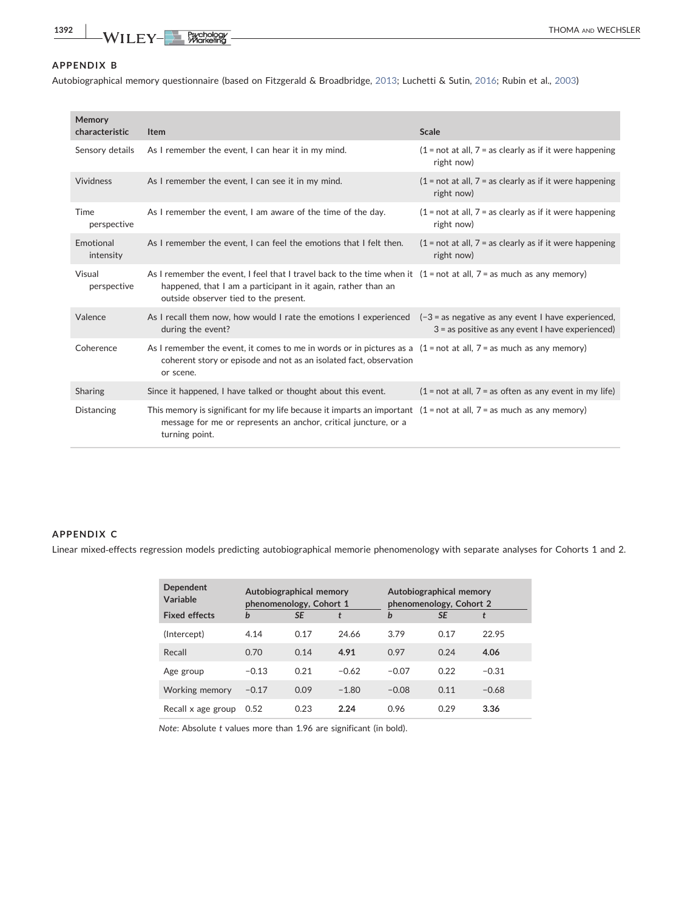## APPENDIX B

Autobiographical memory questionnaire (based on Fitzgerald & Broadbridge, 2013; Luchetti & Sutin, 2016; Rubin et al., 2003)

| Memory characteristic | Item | Scale |
|---|---|---|
| Sensory details | As I remember the event, I can hear it in my mind. | (1 = not at all, 7 = as clearly as if it were happening right now) |
| Vividness | As I remember the event, I can see it in my mind. | (1 = not at all, 7 = as clearly as if it were happening right now) |
| Time perspective | As I remember the event, I am aware of the time of the day. | (1 = not at all, 7 = as clearly as if it were happening right now) |
| Emotional intensity | As I remember the event, I can feel the emotions that I felt then. | (1 = not at all, 7 = as clearly as if it were happening right now) |
| Visual perspective | As I remember the event, I feel that I travel back to the time when it happened, that I am a participant in it again, rather than an outside observer tied to the present. | (1 = not at all, 7 = as much as any memory) |
| Valence | As I recall them now, how would I rate the emotions I experienced during the event? | (−3 = as negative as any event I have experienced, 3 = as positive as any event I have experienced) |
| Coherence | As I remember the event, it comes to me in words or in pictures as a coherent story or episode and not as an isolated fact, observation or scene. | (1 = not at all, 7 = as much as any memory) |
| Sharing | Since it happened, I have talked or thought about this event. | (1 = not at all, 7 = as often as any event in my life) |
| Distancing | This memory is significant for my life because it imparts an important message for me or represents an anchor, critical juncture, or a turning point. | (1 = not at all, 7 = as much as any memory) |

## APPENDIX C

Linear mixed-effects regression models predicting autobiographical memorie phenomenology with separate analyses for Cohorts 1 and 2.

| Dependent Variable | Autobiographical memory phenomenology, Cohort 1 | | | Autobiographical memory phenomenology, Cohort 2 | | |
|---|---|---|---|---|---|---|
| Fixed effects | *b* | *SE* | *t* | *b* | *SE* | *t* |
| (Intercept) | 4.14 | 0.17 | 24.66 | 3.79 | 0.17 | 22.95 |
| Recall | 0.70 | 0.14 | **4.91** | 0.97 | 0.24 | **4.06** |
| Age group | −0.13 | 0.21 | −0.62 | −0.07 | 0.22 | −0.31 |
| Working memory | −0.17 | 0.09 | −1.80 | −0.08 | 0.11 | −0.68 |
| Recall x age group | 0.52 | 0.23 | **2.24** | 0.96 | 0.29 | **3.36** |

*Note*: Absolute *t* values more than 1.96 are significant (in bold).